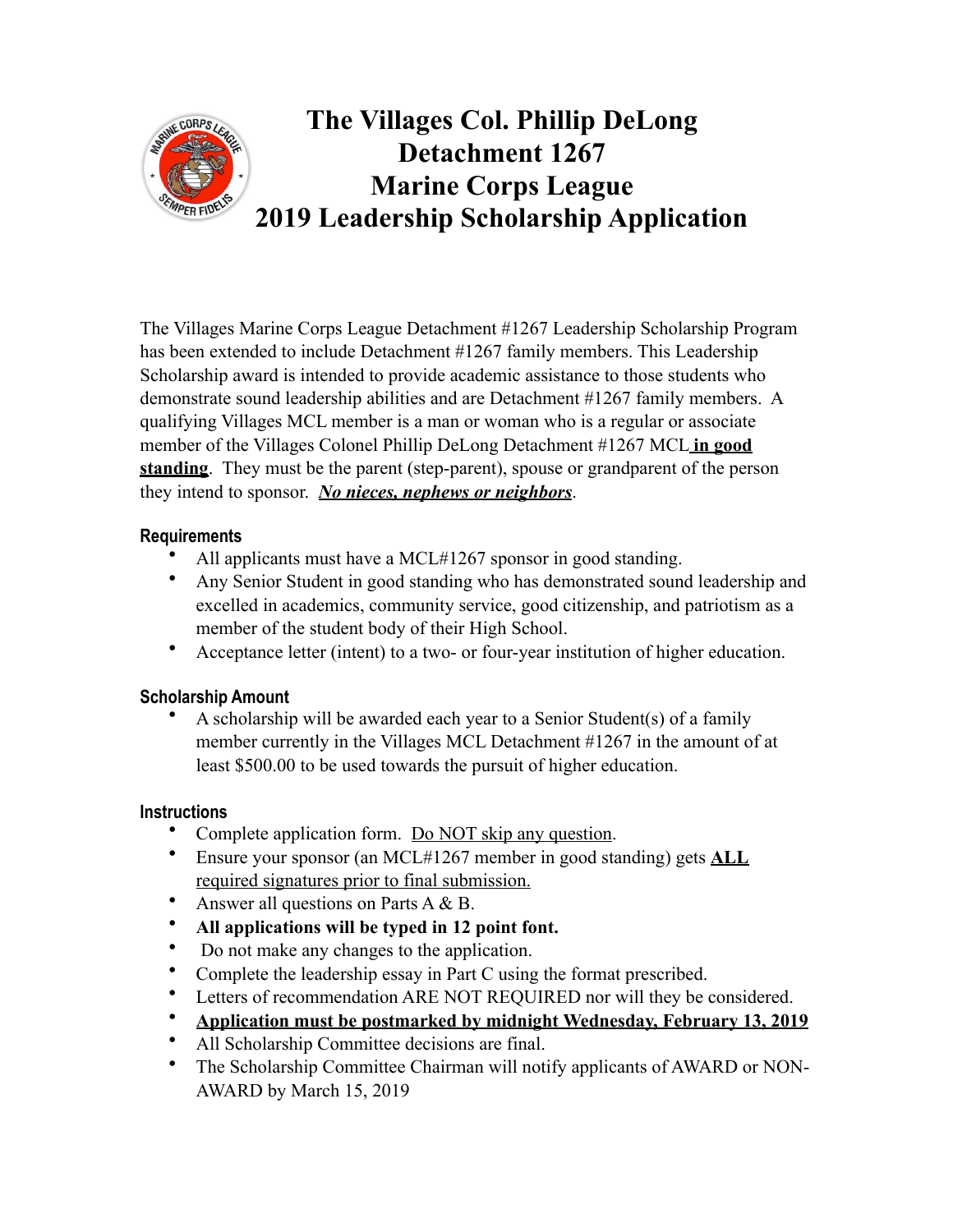# The Villages Col. Phillip DeLong Detachment 1267 Marine Corps League 2019 Leadership Scholarship Application

The Villages Marine Corps League Detachment #1267 Leadership Scholarship Program has been extended to include Detachment #1267 family members. This Leadership Scholarship award is intended to provide academic assistance to those students who demonstrate sound leadership abilities and are Detachment #1267 family members. A qualifying Villages MCL member is a man or woman who is a regular or associate member of the Villages Colonel Phillip DeLong Detachment #1267 MCL **in good standing**. They must be the parent (step-parent), spouse or grandparent of the person they intend to sponsor. ***No nieces, nephews or neighbors***.

### Requirements

- All applicants must have a MCL#1267 sponsor in good standing.
- Any Senior Student in good standing who has demonstrated sound leadership and excelled in academics, community service, good citizenship, and patriotism as a member of the student body of their High School.
- Acceptance letter (intent) to a two- or four-year institution of higher education.

### Scholarship Amount

- A scholarship will be awarded each year to a Senior Student(s) of a family member currently in the Villages MCL Detachment #1267 in the amount of at least $500.00 to be used towards the pursuit of higher education.

### Instructions

- Complete application form. Do NOT skip any question.
- Ensure your sponsor (an MCL#1267 member in good standing) gets **ALL** required signatures prior to final submission.
- Answer all questions on Parts A & B.
- **All applications will be typed in 12 point font.**
- Do not make any changes to the application.
- Complete the leadership essay in Part C using the format prescribed.
- Letters of recommendation ARE NOT REQUIRED nor will they be considered.
- **Application must be postmarked by midnight Wednesday, February 13, 2019**
- All Scholarship Committee decisions are final.
- The Scholarship Committee Chairman will notify applicants of AWARD or NON-AWARD by March 15, 2019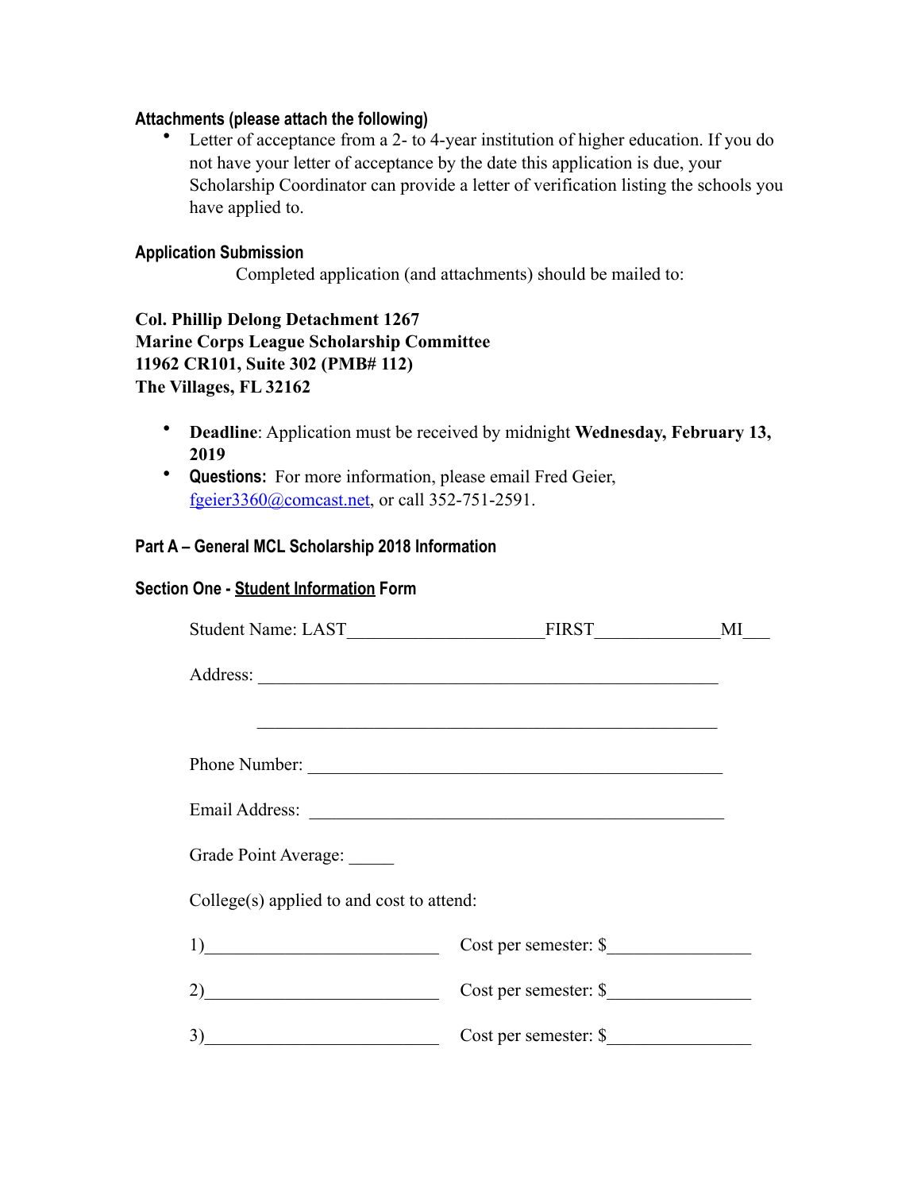### Attachments (please attach the following)

- Letter of acceptance from a 2- to 4-year institution of higher education. If you do not have your letter of acceptance by the date this application is due, your Scholarship Coordinator can provide a letter of verification listing the schools you have applied to.

### Application Submission

Completed application (and attachments) should be mailed to:

**Col. Phillip Delong Detachment 1267**
**Marine Corps League Scholarship Committee**
**11962 CR101, Suite 302 (PMB# 112)**
**The Villages, FL 32162**

- **Deadline**: Application must be received by midnight **Wednesday, February 13, 2019**
- **Questions:** For more information, please email Fred Geier, fgeier3360@comcast.net, or call 352-751-2591.

### Part A – General MCL Scholarship 2018 Information

### Section One - Student Information Form

Student Name: LAST_____________________FIRST_____________MI___

Address: ____________________________________________________

____________________________________________________

Phone Number: _______________________________________________

Email Address: _______________________________________________

Grade Point Average: _____

College(s) applied to and cost to attend:

1)__________________________ Cost per semester: $_______________

2)__________________________ Cost per semester: $_______________

3)__________________________ Cost per semester: $_______________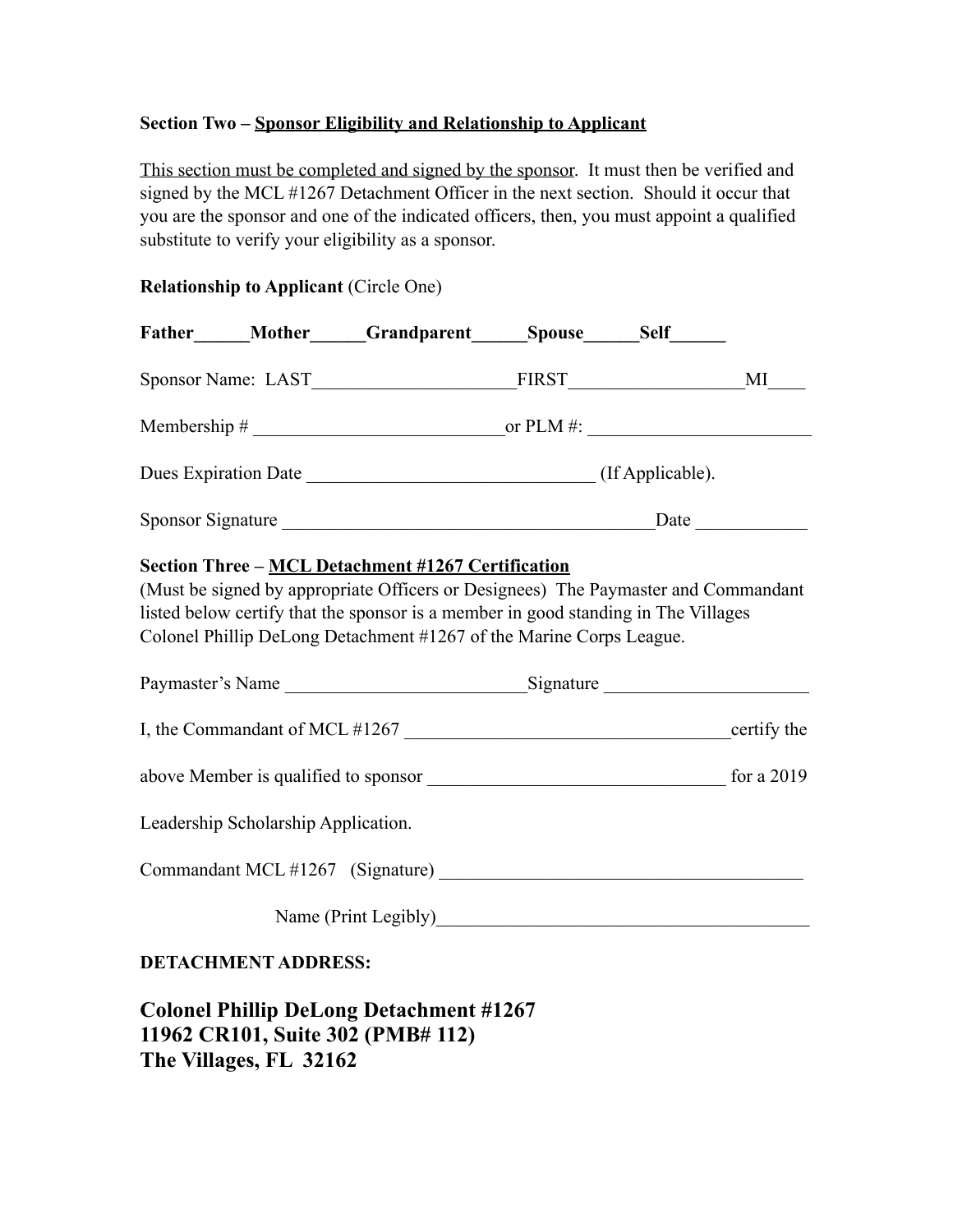**Section Two – Sponsor Eligibility and Relationship to Applicant**

This section must be completed and signed by the sponsor. It must then be verified and signed by the MCL #1267 Detachment Officer in the next section. Should it occur that you are the sponsor and one of the indicated officers, then, you must appoint a qualified substitute to verify your eligibility as a sponsor.

**Relationship to Applicant** (Circle One)

**Father______Mother______Grandparent______Spouse______Self______**

Sponsor Name: LAST______________________FIRST___________________MI____

Membership # ___________________________or PLM #: ________________________

Dues Expiration Date _______________________________ (If Applicable).

Sponsor Signature _________________________________________Date ____________

**Section Three – MCL Detachment #1267 Certification**

(Must be signed by appropriate Officers or Designees) The Paymaster and Commandant listed below certify that the sponsor is a member in good standing in The Villages Colonel Phillip DeLong Detachment #1267 of the Marine Corps League.

Paymaster's Name __________________________Signature ______________________

I, the Commandant of MCL #1267 ___________________________________certify the

above Member is qualified to sponsor ________________________________ for a 2019

Leadership Scholarship Application.

Commandant MCL #1267 (Signature) ________________________________________

Name (Print Legibly)_________________________________________

**DETACHMENT ADDRESS:**

**Colonel Phillip DeLong Detachment #1267**
**11962 CR101, Suite 302 (PMB# 112)**
**The Villages, FL 32162**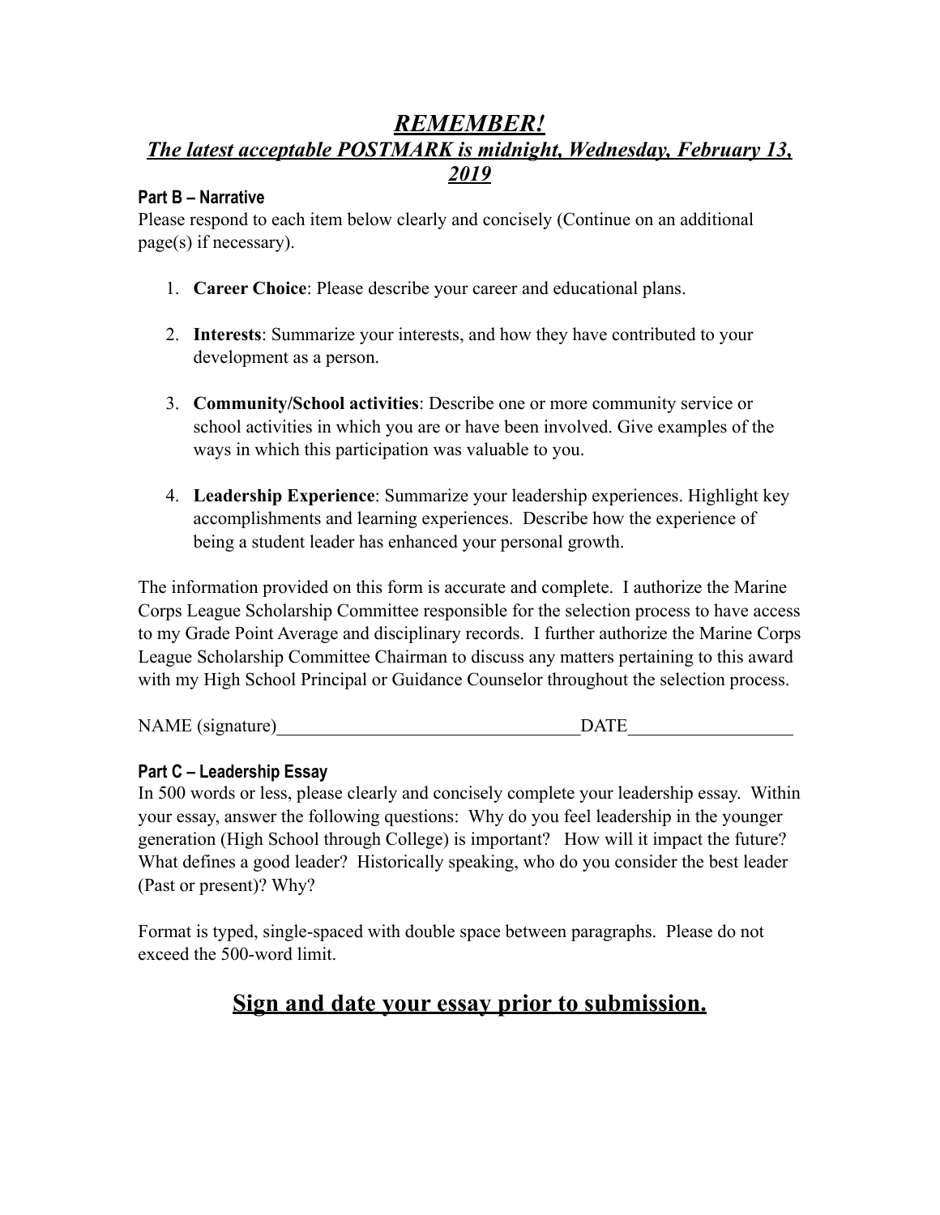# ***REMEMBER!***

## ***The latest acceptable POSTMARK is midnight, Wednesday, February 13, 2019***

**Part B – Narrative**

Please respond to each item below clearly and concisely (Continue on an additional page(s) if necessary).

1. **Career Choice**: Please describe your career and educational plans.

2. **Interests**: Summarize your interests, and how they have contributed to your development as a person.

3. **Community/School activities**: Describe one or more community service or school activities in which you are or have been involved. Give examples of the ways in which this participation was valuable to you.

4. **Leadership Experience**: Summarize your leadership experiences. Highlight key accomplishments and learning experiences. Describe how the experience of being a student leader has enhanced your personal growth.

The information provided on this form is accurate and complete. I authorize the Marine Corps League Scholarship Committee responsible for the selection process to have access to my Grade Point Average and disciplinary records. I further authorize the Marine Corps League Scholarship Committee Chairman to discuss any matters pertaining to this award with my High School Principal or Guidance Counselor throughout the selection process.

NAME (signature)_________________________________DATE__________________

**Part C – Leadership Essay**

In 500 words or less, please clearly and concisely complete your leadership essay. Within your essay, answer the following questions: Why do you feel leadership in the younger generation (High School through College) is important? How will it impact the future? What defines a good leader? Historically speaking, who do you consider the best leader (Past or present)? Why?

Format is typed, single-spaced with double space between paragraphs. Please do not exceed the 500-word limit.

## **Sign and date your essay prior to submission.**